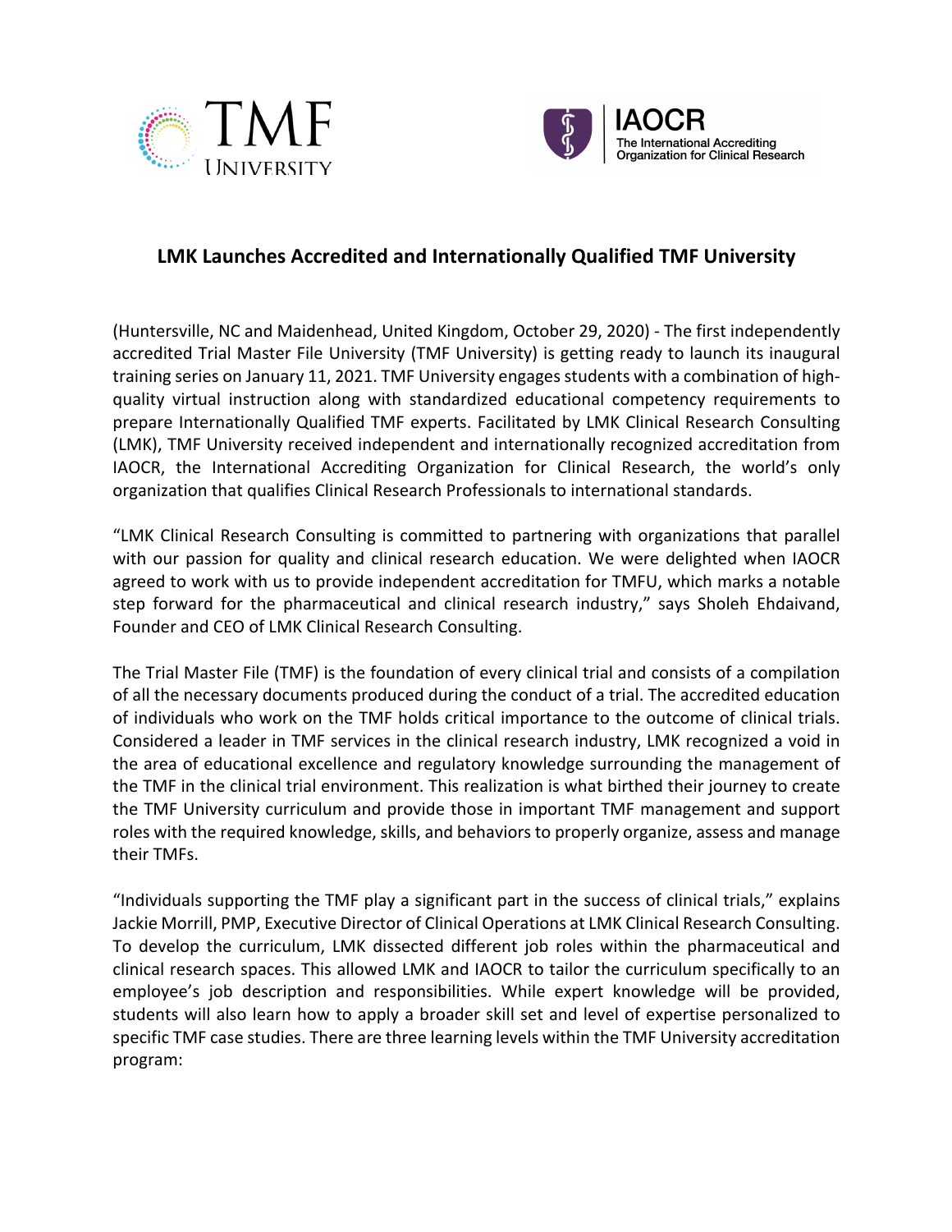# LMK Launches Accredited and Internationally Qualified TMF University

(Huntersville, NC and Maidenhead, United Kingdom, October 29, 2020) - The first independently accredited Trial Master File University (TMF University) is getting ready to launch its inaugural training series on January 11, 2021. TMF University engages students with a combination of high-quality virtual instruction along with standardized educational competency requirements to prepare Internationally Qualified TMF experts. Facilitated by LMK Clinical Research Consulting (LMK), TMF University received independent and internationally recognized accreditation from IAOCR, the International Accrediting Organization for Clinical Research, the world's only organization that qualifies Clinical Research Professionals to international standards.

"LMK Clinical Research Consulting is committed to partnering with organizations that parallel with our passion for quality and clinical research education. We were delighted when IAOCR agreed to work with us to provide independent accreditation for TMFU, which marks a notable step forward for the pharmaceutical and clinical research industry," says Sholeh Ehdaivand, Founder and CEO of LMK Clinical Research Consulting.

The Trial Master File (TMF) is the foundation of every clinical trial and consists of a compilation of all the necessary documents produced during the conduct of a trial. The accredited education of individuals who work on the TMF holds critical importance to the outcome of clinical trials. Considered a leader in TMF services in the clinical research industry, LMK recognized a void in the area of educational excellence and regulatory knowledge surrounding the management of the TMF in the clinical trial environment. This realization is what birthed their journey to create the TMF University curriculum and provide those in important TMF management and support roles with the required knowledge, skills, and behaviors to properly organize, assess and manage their TMFs.

"Individuals supporting the TMF play a significant part in the success of clinical trials," explains Jackie Morrill, PMP, Executive Director of Clinical Operations at LMK Clinical Research Consulting. To develop the curriculum, LMK dissected different job roles within the pharmaceutical and clinical research spaces. This allowed LMK and IAOCR to tailor the curriculum specifically to an employee's job description and responsibilities. While expert knowledge will be provided, students will also learn how to apply a broader skill set and level of expertise personalized to specific TMF case studies. There are three learning levels within the TMF University accreditation program: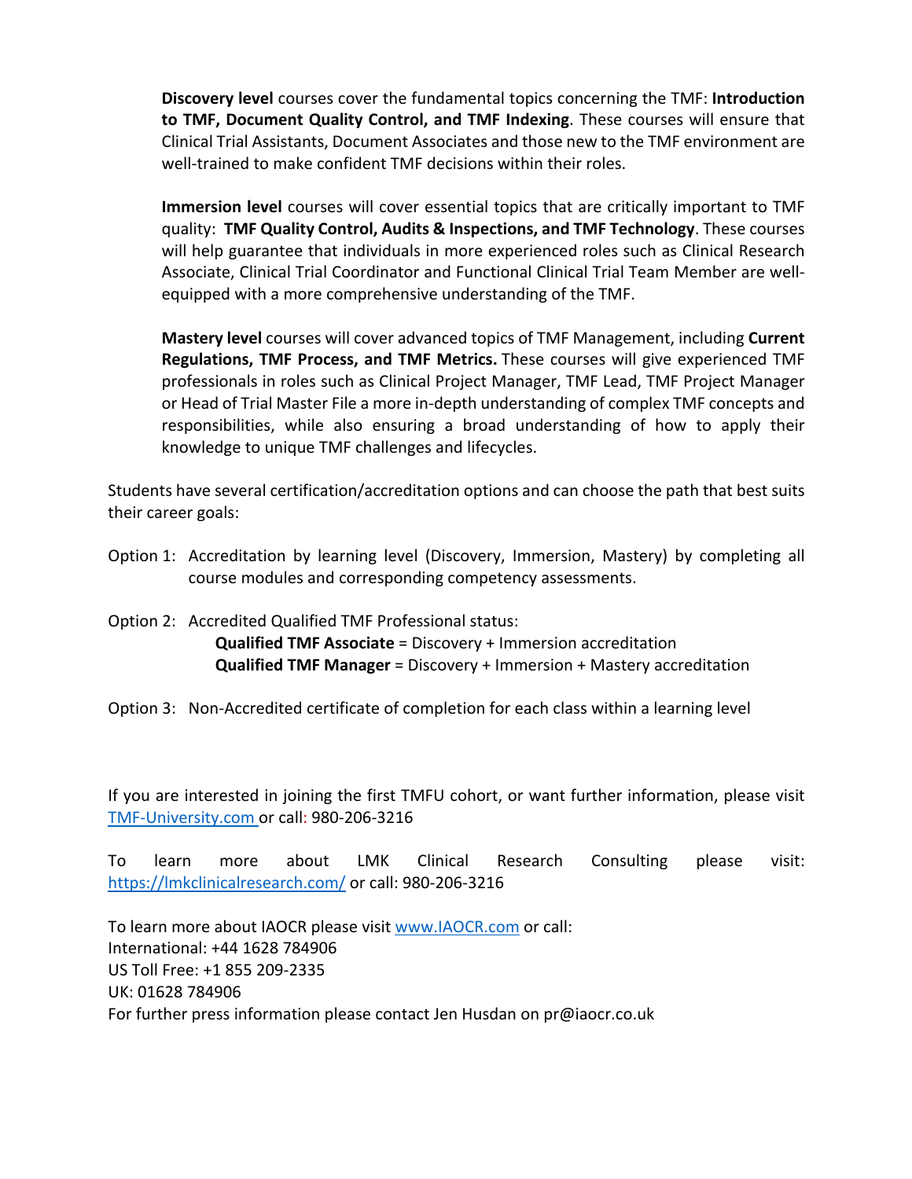**Discovery level** courses cover the fundamental topics concerning the TMF: **Introduction to TMF, Document Quality Control, and TMF Indexing**. These courses will ensure that Clinical Trial Assistants, Document Associates and those new to the TMF environment are well-trained to make confident TMF decisions within their roles.

**Immersion level** courses will cover essential topics that are critically important to TMF quality: **TMF Quality Control, Audits & Inspections, and TMF Technology**. These courses will help guarantee that individuals in more experienced roles such as Clinical Research Associate, Clinical Trial Coordinator and Functional Clinical Trial Team Member are well-equipped with a more comprehensive understanding of the TMF.

**Mastery level** courses will cover advanced topics of TMF Management, including **Current Regulations, TMF Process, and TMF Metrics.** These courses will give experienced TMF professionals in roles such as Clinical Project Manager, TMF Lead, TMF Project Manager or Head of Trial Master File a more in-depth understanding of complex TMF concepts and responsibilities, while also ensuring a broad understanding of how to apply their knowledge to unique TMF challenges and lifecycles.

Students have several certification/accreditation options and can choose the path that best suits their career goals:

Option 1: Accreditation by learning level (Discovery, Immersion, Mastery) by completing all course modules and corresponding competency assessments.

Option 2: Accredited Qualified TMF Professional status:
- **Qualified TMF Associate** = Discovery + Immersion accreditation
- **Qualified TMF Manager** = Discovery + Immersion + Mastery accreditation

Option 3: Non-Accredited certificate of completion for each class within a learning level

If you are interested in joining the first TMFU cohort, or want further information, please visit TMF-University.com or call: 980-206-3216

To learn more about LMK Clinical Research Consulting please visit: https://lmkclinicalresearch.com/ or call: 980-206-3216

To learn more about IAOCR please visit www.IAOCR.com or call:
International: +44 1628 784906
US Toll Free: +1 855 209-2335
UK: 01628 784906
For further press information please contact Jen Husdan on pr@iaocr.co.uk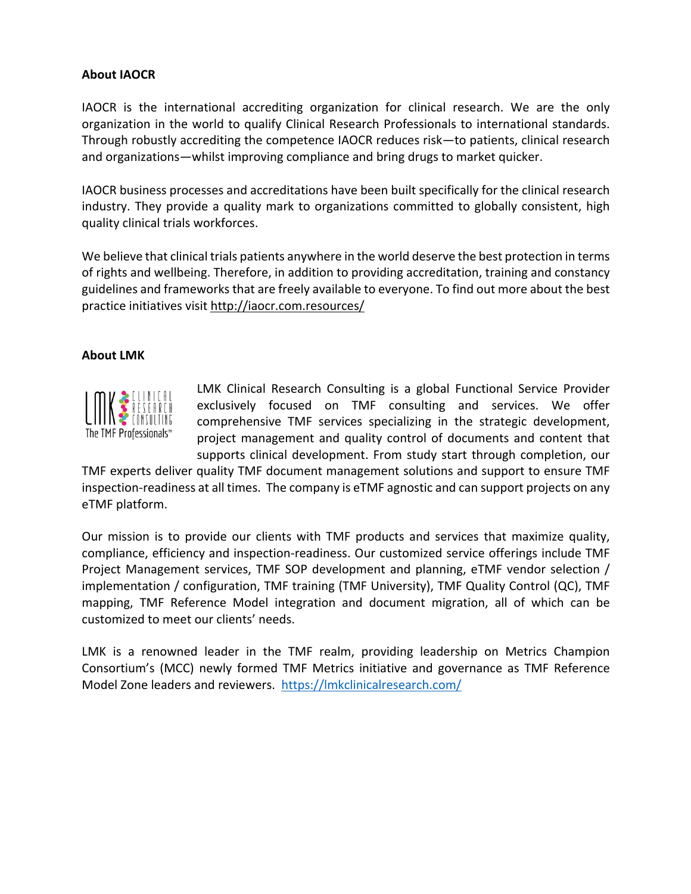**About IAOCR**

IAOCR is the international accrediting organization for clinical research. We are the only organization in the world to qualify Clinical Research Professionals to international standards. Through robustly accrediting the competence IAOCR reduces risk—to patients, clinical research and organizations—whilst improving compliance and bring drugs to market quicker.

IAOCR business processes and accreditations have been built specifically for the clinical research industry. They provide a quality mark to organizations committed to globally consistent, high quality clinical trials workforces.

We believe that clinical trials patients anywhere in the world deserve the best protection in terms of rights and wellbeing. Therefore, in addition to providing accreditation, training and constancy guidelines and frameworks that are freely available to everyone. To find out more about the best practice initiatives visit http://iaocr.com.resources/

**About LMK**

LMK Clinical Research Consulting is a global Functional Service Provider exclusively focused on TMF consulting and services. We offer comprehensive TMF services specializing in the strategic development, project management and quality control of documents and content that supports clinical development. From study start through completion, our TMF experts deliver quality TMF document management solutions and support to ensure TMF inspection-readiness at all times. The company is eTMF agnostic and can support projects on any eTMF platform.

Our mission is to provide our clients with TMF products and services that maximize quality, compliance, efficiency and inspection-readiness. Our customized service offerings include TMF Project Management services, TMF SOP development and planning, eTMF vendor selection / implementation / configuration, TMF training (TMF University), TMF Quality Control (QC), TMF mapping, TMF Reference Model integration and document migration, all of which can be customized to meet our clients' needs.

LMK is a renowned leader in the TMF realm, providing leadership on Metrics Champion Consortium's (MCC) newly formed TMF Metrics initiative and governance as TMF Reference Model Zone leaders and reviewers. https://lmkclinicalresearch.com/